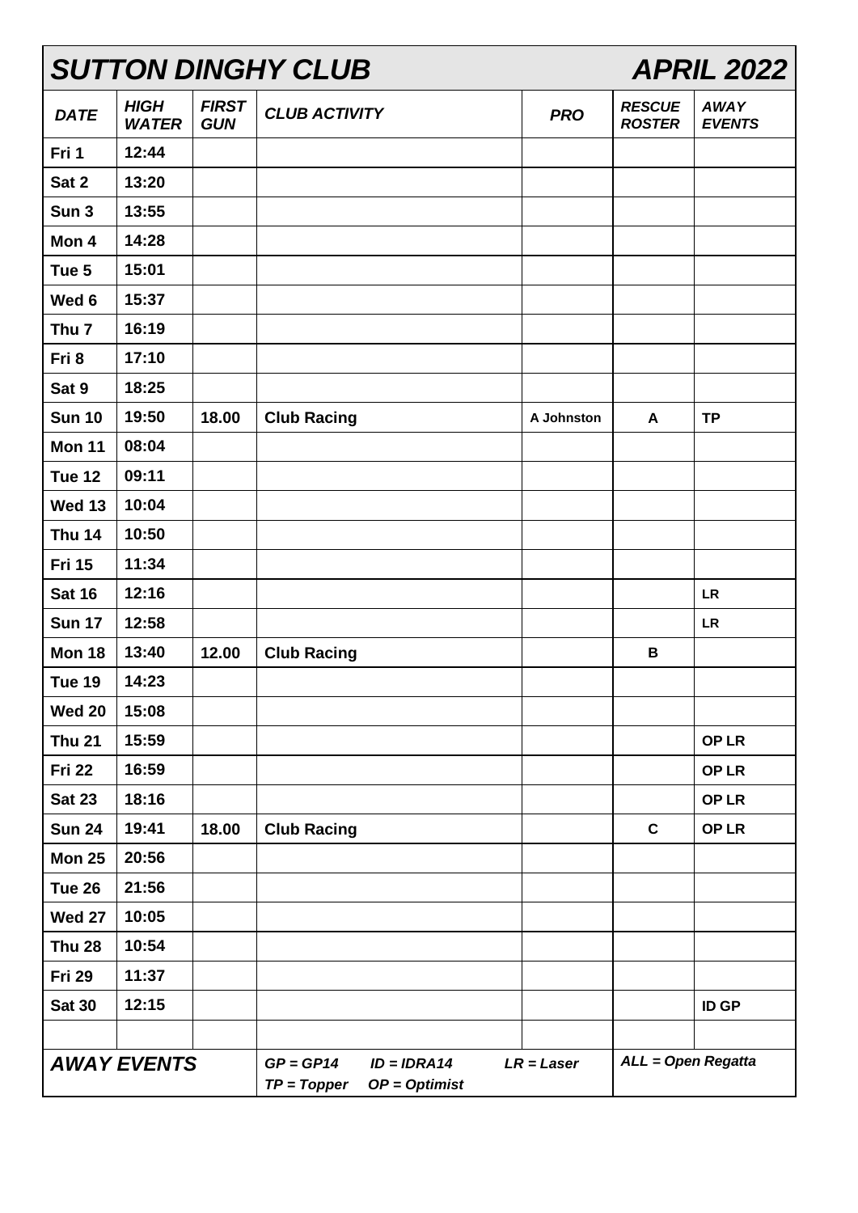# SUTTON DINGHY CLUB — APRIL 2022

| DATE | HIGH WATER | FIRST GUN | CLUB ACTIVITY | PRO | RESCUE ROSTER | AWAY EVENTS |
|---|---|---|---|---|---|---|
| Fri 1 | 12:44 | | | | | |
| Sat 2 | 13:20 | | | | | |
| Sun 3 | 13:55 | | | | | |
| Mon 4 | 14:28 | | | | | |
| Tue 5 | 15:01 | | | | | |
| Wed 6 | 15:37 | | | | | |
| Thu 7 | 16:19 | | | | | |
| Fri 8 | 17:10 | | | | | |
| Sat 9 | 18:25 | | | | | |
| **Sun 10** | 19:50 | 18.00 | **Club Racing** | A Johnston | A | TP |
| **Mon 11** | 08:04 | | | | | |
| **Tue 12** | 09:11 | | | | | |
| **Wed 13** | 10:04 | | | | | |
| **Thu 14** | 10:50 | | | | | |
| **Fri 15** | 11:34 | | | | | |
| **Sat 16** | 12:16 | | | | | LR |
| **Sun 17** | 12:58 | | | | | LR |
| **Mon 18** | 13:40 | 12.00 | **Club Racing** | | B | |
| **Tue 19** | 14:23 | | | | | |
| **Wed 20** | 15:08 | | | | | |
| **Thu 21** | 15:59 | | | | | OP LR |
| **Fri 22** | 16:59 | | | | | OP LR |
| **Sat 23** | 18:16 | | | | | OP LR |
| **Sun 24** | 19:41 | 18.00 | **Club Racing** | | C | OP LR |
| **Mon 25** | 20:56 | | | | | |
| **Tue 26** | 21:56 | | | | | |
| **Wed 27** | 10:05 | | | | | |
| **Thu 28** | 10:54 | | | | | |
| **Fri 29** | 11:37 | | | | | |
| **Sat 30** | 12:15 | | | | | ID GP |
| | | | | | | |

***AWAY EVENTS***

*GP = GP14 ID = IDRA14 LR = Laser*
*TP = Topper OP = Optimist*
*ALL = Open Regatta*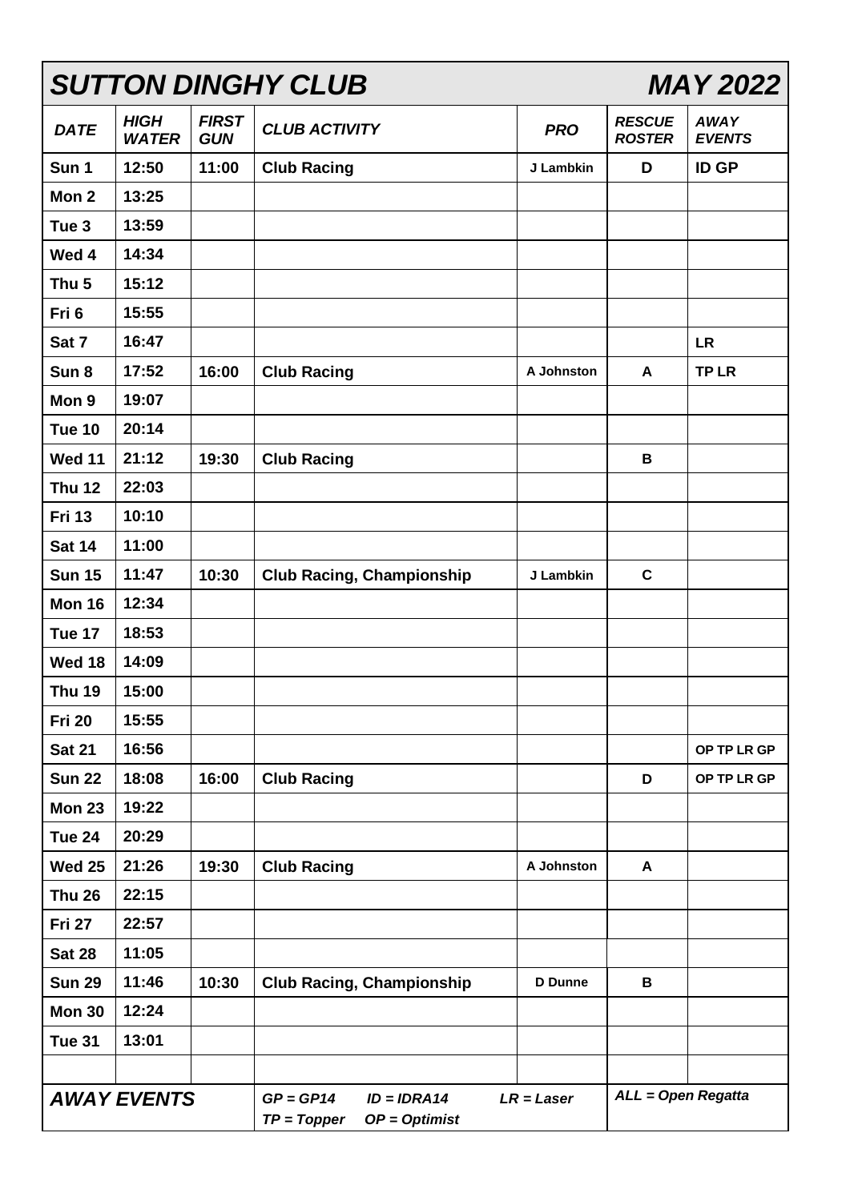# SUTTON DINGHY CLUB — MAY 2022

| DATE | HIGH WATER | FIRST GUN | CLUB ACTIVITY | PRO | RESCUE ROSTER | AWAY EVENTS |
|---|---|---|---|---|---|---|
| Sun 1 | 12:50 | 11:00 | Club Racing | J Lambkin | D | ID GP |
| Mon 2 | 13:25 | | | | | |
| Tue 3 | 13:59 | | | | | |
| Wed 4 | 14:34 | | | | | |
| Thu 5 | 15:12 | | | | | |
| Fri 6 | 15:55 | | | | | |
| Sat 7 | 16:47 | | | | | LR |
| Sun 8 | 17:52 | 16:00 | Club Racing | A Johnston | A | TP LR |
| Mon 9 | 19:07 | | | | | |
| Tue 10 | 20:14 | | | | | |
| Wed 11 | 21:12 | 19:30 | Club Racing | | B | |
| Thu 12 | 22:03 | | | | | |
| Fri 13 | 10:10 | | | | | |
| Sat 14 | 11:00 | | | | | |
| Sun 15 | 11:47 | 10:30 | Club Racing, Championship | J Lambkin | C | |
| Mon 16 | 12:34 | | | | | |
| Tue 17 | 18:53 | | | | | |
| Wed 18 | 14:09 | | | | | |
| Thu 19 | 15:00 | | | | | |
| Fri 20 | 15:55 | | | | | |
| Sat 21 | 16:56 | | | | | OP TP LR GP |
| Sun 22 | 18:08 | 16:00 | Club Racing | | D | OP TP LR GP |
| Mon 23 | 19:22 | | | | | |
| Tue 24 | 20:29 | | | | | |
| Wed 25 | 21:26 | 19:30 | Club Racing | A Johnston | A | |
| Thu 26 | 22:15 | | | | | |
| Fri 27 | 22:57 | | | | | |
| Sat 28 | 11:05 | | | | | |
| Sun 29 | 11:46 | 10:30 | Club Racing, Championship | D Dunne | B | |
| Mon 30 | 12:24 | | | | | |
| Tue 31 | 13:01 | | | | | |

***AWAY EVENTS***

*GP = GP14  ID = IDRA14  LR = Laser  TP = Topper  OP = Optimist  ALL = Open Regatta*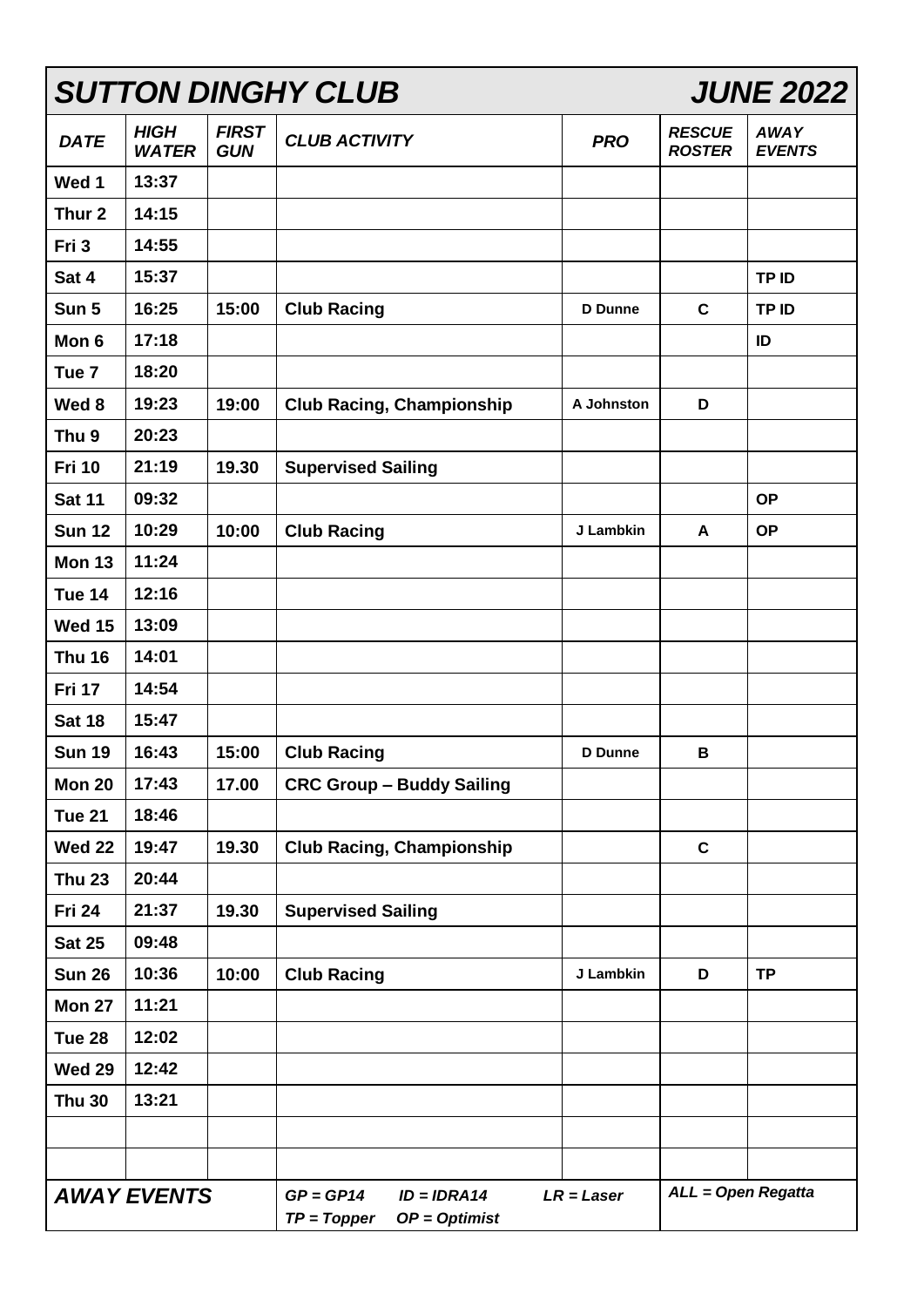# *SUTTON DINGHY CLUB* *JUNE 2022*

| *DATE* | *HIGH WATER* | *FIRST GUN* | *CLUB ACTIVITY* | *PRO* | *RESCUE ROSTER* | *AWAY EVENTS* |
|---|---|---|---|---|---|---|
| **Wed 1** | **13:37** | | | | | |
| **Thur 2** | **14:15** | | | | | |
| **Fri 3** | **14:55** | | | | | |
| **Sat 4** | **15:37** | | | | | **TP ID** |
| **Sun 5** | **16:25** | **15:00** | **Club Racing** | **D Dunne** | **C** | **TP ID** |
| **Mon 6** | **17:18** | | | | | **ID** |
| **Tue 7** | **18:20** | | | | | |
| **Wed 8** | **19:23** | **19:00** | **Club Racing, Championship** | **A Johnston** | **D** | |
| **Thu 9** | **20:23** | | | | | |
| **Fri 10** | **21:19** | **19.30** | **Supervised Sailing** | | | |
| **Sat 11** | **09:32** | | | | | **OP** |
| **Sun 12** | **10:29** | **10:00** | **Club Racing** | **J Lambkin** | **A** | **OP** |
| **Mon 13** | **11:24** | | | | | |
| **Tue 14** | **12:16** | | | | | |
| **Wed 15** | **13:09** | | | | | |
| **Thu 16** | **14:01** | | | | | |
| **Fri 17** | **14:54** | | | | | |
| **Sat 18** | **15:47** | | | | | |
| **Sun 19** | **16:43** | **15:00** | **Club Racing** | **D Dunne** | **B** | |
| **Mon 20** | **17:43** | **17.00** | **CRC Group – Buddy Sailing** | | | |
| **Tue 21** | **18:46** | | | | | |
| **Wed 22** | **19:47** | **19.30** | **Club Racing, Championship** | | **C** | |
| **Thu 23** | **20:44** | | | | | |
| **Fri 24** | **21:37** | **19.30** | **Supervised Sailing** | | | |
| **Sat 25** | **09:48** | | | | | |
| **Sun 26** | **10:36** | **10:00** | **Club Racing** | **J Lambkin** | **D** | **TP** |
| **Mon 27** | **11:21** | | | | | |
| **Tue 28** | **12:02** | | | | | |
| **Wed 29** | **12:42** | | | | | |
| **Thu 30** | **13:21** | | | | | |
| | | | | | | |
| | | | | | | |
| ***AWAY EVENTS*** | | | ***GP = GP14 ID = IDRA14 TP = Topper OP = Optimist*** | ***LR = Laser*** | ***ALL = Open Regatta*** | |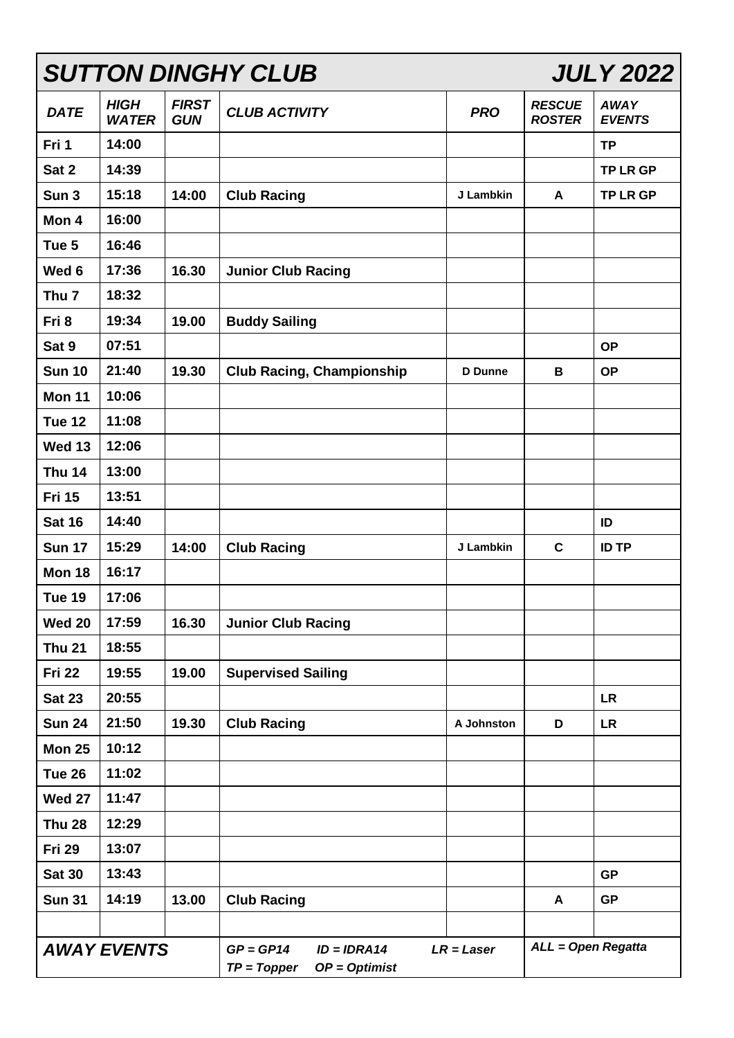# SUTTON DINGHY CLUB — JULY 2022

| DATE | HIGH WATER | FIRST GUN | CLUB ACTIVITY | PRO | RESCUE ROSTER | AWAY EVENTS |
|---|---|---|---|---|---|---|
| Fri 1 | 14:00 | | | | | TP |
| Sat 2 | 14:39 | | | | | TP LR GP |
| Sun 3 | 15:18 | 14:00 | Club Racing | J Lambkin | A | TP LR GP |
| Mon 4 | 16:00 | | | | | |
| Tue 5 | 16:46 | | | | | |
| Wed 6 | 17:36 | 16.30 | Junior Club Racing | | | |
| Thu 7 | 18:32 | | | | | |
| Fri 8 | 19:34 | 19.00 | Buddy Sailing | | | |
| Sat 9 | 07:51 | | | | | OP |
| Sun 10 | 21:40 | 19.30 | Club Racing, Championship | D Dunne | B | OP |
| Mon 11 | 10:06 | | | | | |
| Tue 12 | 11:08 | | | | | |
| Wed 13 | 12:06 | | | | | |
| Thu 14 | 13:00 | | | | | |
| Fri 15 | 13:51 | | | | | |
| Sat 16 | 14:40 | | | | | ID |
| Sun 17 | 15:29 | 14:00 | Club Racing | J Lambkin | C | ID TP |
| Mon 18 | 16:17 | | | | | |
| Tue 19 | 17:06 | | | | | |
| Wed 20 | 17:59 | 16.30 | Junior Club Racing | | | |
| Thu 21 | 18:55 | | | | | |
| Fri 22 | 19:55 | 19.00 | Supervised Sailing | | | |
| Sat 23 | 20:55 | | | | | LR |
| Sun 24 | 21:50 | 19.30 | Club Racing | A Johnston | D | LR |
| Mon 25 | 10:12 | | | | | |
| Tue 26 | 11:02 | | | | | |
| Wed 27 | 11:47 | | | | | |
| Thu 28 | 12:29 | | | | | |
| Fri 29 | 13:07 | | | | | |
| Sat 30 | 13:43 | | | | | GP |
| Sun 31 | 14:19 | 13.00 | Club Racing | | A | GP |
| | | | | | | |

***AWAY EVENTS***

*GP = GP14 ID = IDRA14 LR = Laser TP = Topper OP = Optimist ALL = Open Regatta*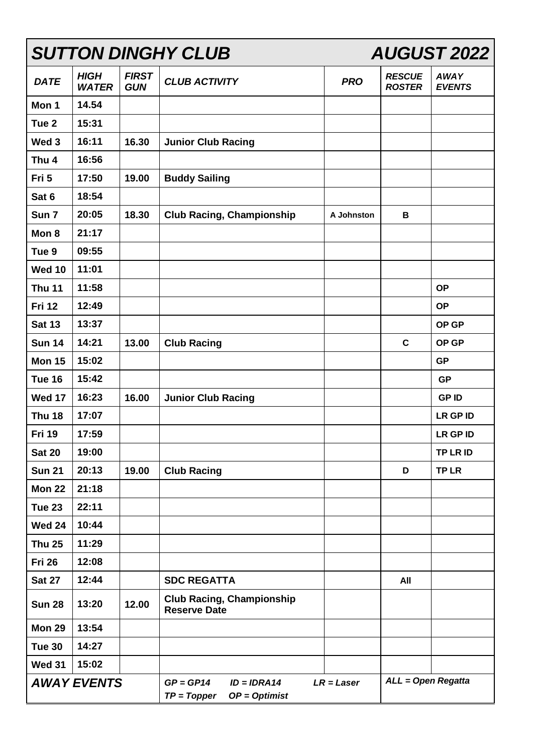# SUTTON DINGHY CLUB — AUGUST 2022

| DATE | HIGH WATER | FIRST GUN | CLUB ACTIVITY | PRO | RESCUE ROSTER | AWAY EVENTS |
|---|---|---|---|---|---|---|
| Mon 1 | 14.54 | | | | | |
| Tue 2 | 15:31 | | | | | |
| Wed 3 | 16:11 | 16.30 | Junior Club Racing | | | |
| Thu 4 | 16:56 | | | | | |
| Fri 5 | 17:50 | 19.00 | Buddy Sailing | | | |
| Sat 6 | 18:54 | | | | | |
| Sun 7 | 20:05 | 18.30 | Club Racing, Championship | A Johnston | B | |
| Mon 8 | 21:17 | | | | | |
| Tue 9 | 09:55 | | | | | |
| Wed 10 | 11:01 | | | | | |
| Thu 11 | 11:58 | | | | | OP |
| Fri 12 | 12:49 | | | | | OP |
| Sat 13 | 13:37 | | | | | OP GP |
| Sun 14 | 14:21 | 13.00 | Club Racing | | C | OP GP |
| Mon 15 | 15:02 | | | | | GP |
| Tue 16 | 15:42 | | | | | GP |
| Wed 17 | 16:23 | 16.00 | Junior Club Racing | | | GP ID |
| Thu 18 | 17:07 | | | | | LR GP ID |
| Fri 19 | 17:59 | | | | | LR GP ID |
| Sat 20 | 19:00 | | | | | TP LR ID |
| Sun 21 | 20:13 | 19.00 | Club Racing | | D | TP LR |
| Mon 22 | 21:18 | | | | | |
| Tue 23 | 22:11 | | | | | |
| Wed 24 | 10:44 | | | | | |
| Thu 25 | 11:29 | | | | | |
| Fri 26 | 12:08 | | | | | |
| Sat 27 | 12:44 | | SDC REGATTA | | All | |
| Sun 28 | 13:20 | 12.00 | Club Racing, Championship Reserve Date | | | |
| Mon 29 | 13:54 | | | | | |
| Tue 30 | 14:27 | | | | | |
| Wed 31 | 15:02 | | | | | |

**AWAY EVENTS**: *GP = GP14*  *ID = IDRA14*  *LR = Laser*  *TP = Topper*  *OP = Optimist*  *ALL = Open Regatta*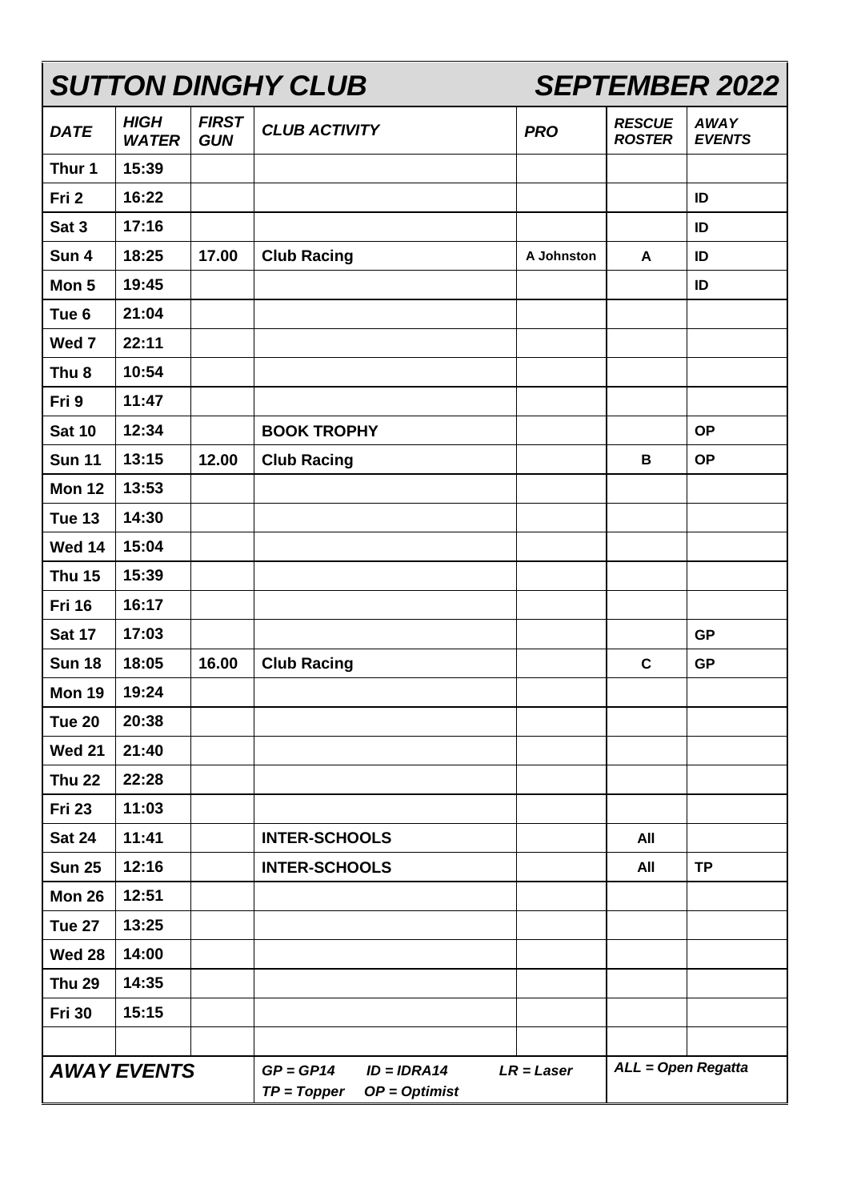# SUTTON DINGHY CLUB SEPTEMBER 2022

| *DATE* | *HIGH WATER* | *FIRST GUN* | *CLUB ACTIVITY* | *PRO* | *RESCUE ROSTER* | *AWAY EVENTS* |
|---|---|---|---|---|---|---|
| **Thur 1** | **15:39** | | | | | |
| **Fri 2** | **16:22** | | | | | **ID** |
| **Sat 3** | **17:16** | | | | | **ID** |
| **Sun 4** | **18:25** | **17.00** | **Club Racing** | **A Johnston** | **A** | **ID** |
| **Mon 5** | **19:45** | | | | | **ID** |
| **Tue 6** | **21:04** | | | | | |
| **Wed 7** | **22:11** | | | | | |
| **Thu 8** | **10:54** | | | | | |
| **Fri 9** | **11:47** | | | | | |
| **Sat 10** | **12:34** | | **BOOK TROPHY** | | | **OP** |
| **Sun 11** | **13:15** | **12.00** | **Club Racing** | | **B** | **OP** |
| **Mon 12** | **13:53** | | | | | |
| **Tue 13** | **14:30** | | | | | |
| **Wed 14** | **15:04** | | | | | |
| **Thu 15** | **15:39** | | | | | |
| **Fri 16** | **16:17** | | | | | |
| **Sat 17** | **17:03** | | | | | **GP** |
| **Sun 18** | **18:05** | **16.00** | **Club Racing** | | **C** | **GP** |
| **Mon 19** | **19:24** | | | | | |
| **Tue 20** | **20:38** | | | | | |
| **Wed 21** | **21:40** | | | | | |
| **Thu 22** | **22:28** | | | | | |
| **Fri 23** | **11:03** | | | | | |
| **Sat 24** | **11:41** | | **INTER-SCHOOLS** | | **All** | |
| **Sun 25** | **12:16** | | **INTER-SCHOOLS** | | **All** | **TP** |
| **Mon 26** | **12:51** | | | | | |
| **Tue 27** | **13:25** | | | | | |
| **Wed 28** | **14:00** | | | | | |
| **Thu 29** | **14:35** | | | | | |
| **Fri 30** | **15:15** | | | | | |
| | | | | | | |
| ***AWAY EVENTS*** | | | ***GP = GP14 ID = IDRA14 TP = Topper OP = Optimist*** | ***LR = Laser*** | ***ALL = Open Regatta*** | |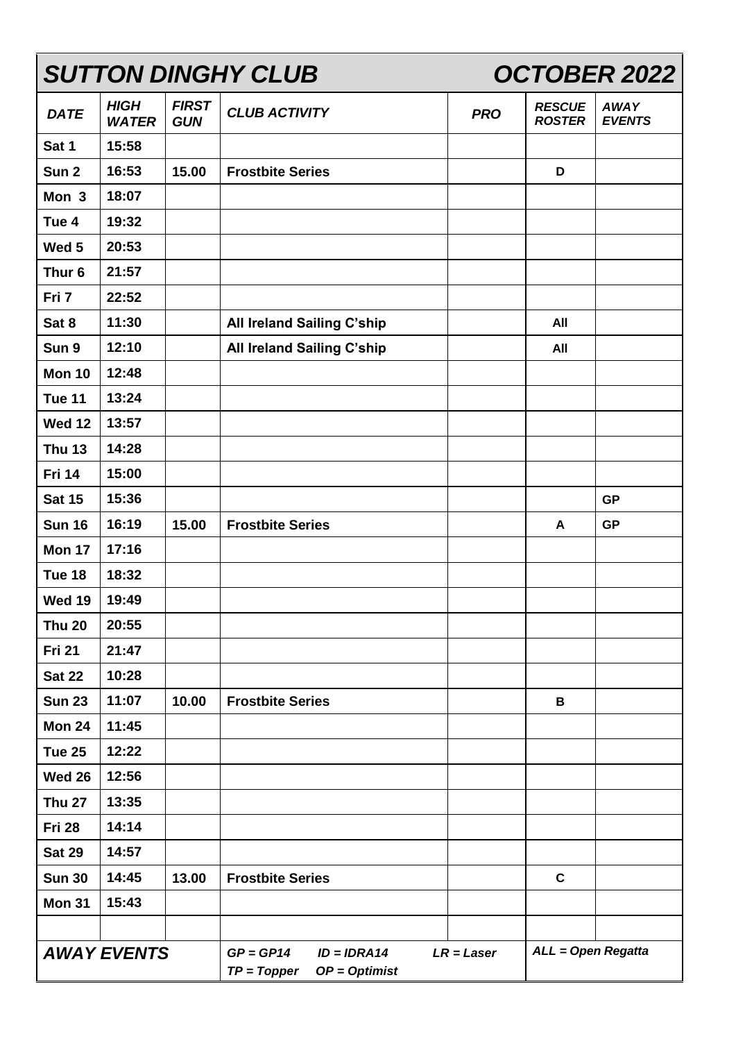# SUTTON DINGHY CLUB — OCTOBER 2022

| DATE | HIGH WATER | FIRST GUN | CLUB ACTIVITY | PRO | RESCUE ROSTER | AWAY EVENTS |
|---|---|---|---|---|---|---|
| Sat 1 | 15:58 | | | | | |
| Sun 2 | 16:53 | 15.00 | Frostbite Series | | D | |
| Mon 3 | 18:07 | | | | | |
| Tue 4 | 19:32 | | | | | |
| Wed 5 | 20:53 | | | | | |
| Thur 6 | 21:57 | | | | | |
| Fri 7 | 22:52 | | | | | |
| Sat 8 | 11:30 | | All Ireland Sailing C'ship | | All | |
| Sun 9 | 12:10 | | All Ireland Sailing C'ship | | All | |
| Mon 10 | 12:48 | | | | | |
| Tue 11 | 13:24 | | | | | |
| Wed 12 | 13:57 | | | | | |
| Thu 13 | 14:28 | | | | | |
| Fri 14 | 15:00 | | | | | |
| Sat 15 | 15:36 | | | | | GP |
| Sun 16 | 16:19 | 15.00 | Frostbite Series | | A | GP |
| Mon 17 | 17:16 | | | | | |
| Tue 18 | 18:32 | | | | | |
| Wed 19 | 19:49 | | | | | |
| Thu 20 | 20:55 | | | | | |
| Fri 21 | 21:47 | | | | | |
| Sat 22 | 10:28 | | | | | |
| Sun 23 | 11:07 | 10.00 | Frostbite Series | | B | |
| Mon 24 | 11:45 | | | | | |
| Tue 25 | 12:22 | | | | | |
| Wed 26 | 12:56 | | | | | |
| Thu 27 | 13:35 | | | | | |
| Fri 28 | 14:14 | | | | | |
| Sat 29 | 14:57 | | | | | |
| Sun 30 | 14:45 | 13.00 | Frostbite Series | | C | |
| Mon 31 | 15:43 | | | | | |
| | | | | | | |

**AWAY EVENTS** — *GP = GP14  ID = IDRA14  LR = Laser  TP = Topper  OP = Optimist*  *ALL = Open Regatta*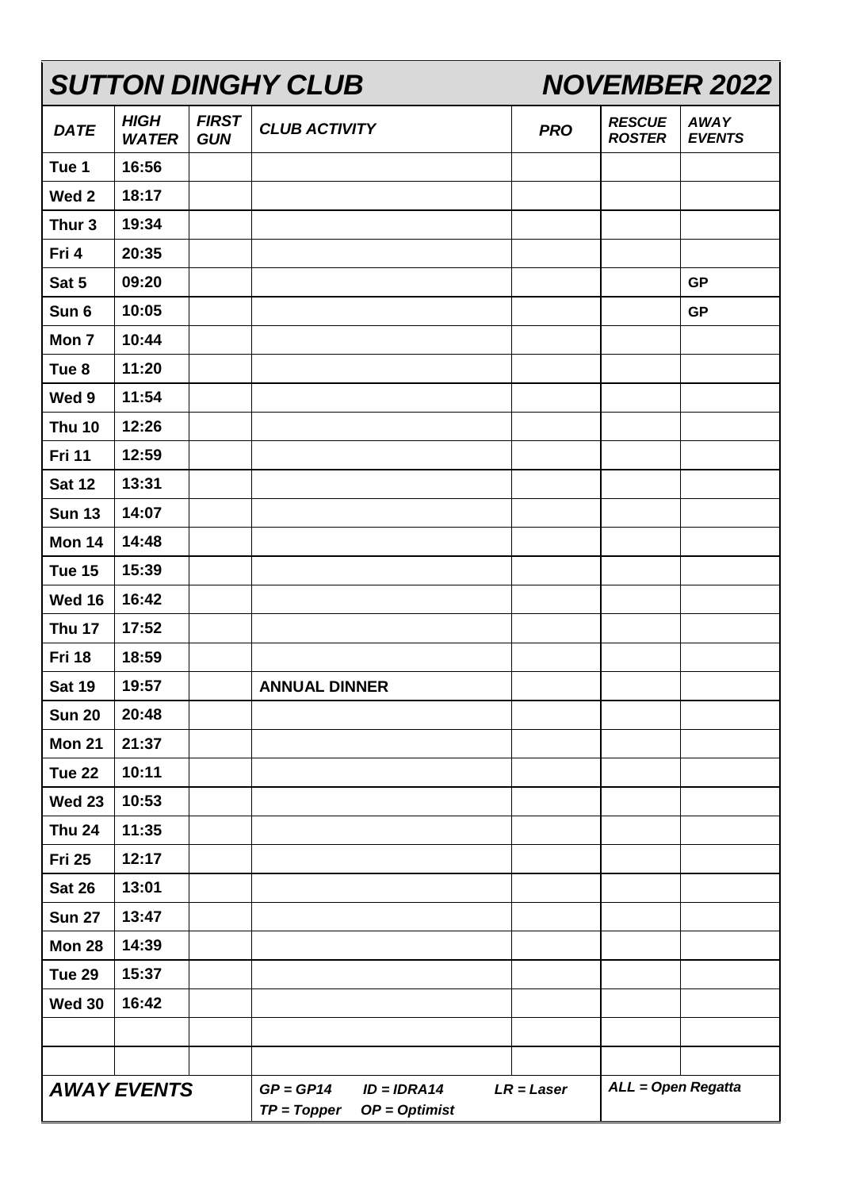# SUTTON DINGHY CLUB — NOVEMBER 2022

| DATE | HIGH WATER | FIRST GUN | CLUB ACTIVITY | PRO | RESCUE ROSTER | AWAY EVENTS |
|---|---|---|---|---|---|---|
| Tue 1 | 16:56 | | | | | |
| Wed 2 | 18:17 | | | | | |
| Thur 3 | 19:34 | | | | | |
| Fri 4 | 20:35 | | | | | |
| Sat 5 | 09:20 | | | | | GP |
| Sun 6 | 10:05 | | | | | GP |
| Mon 7 | 10:44 | | | | | |
| Tue 8 | 11:20 | | | | | |
| Wed 9 | 11:54 | | | | | |
| Thu 10 | 12:26 | | | | | |
| Fri 11 | 12:59 | | | | | |
| Sat 12 | 13:31 | | | | | |
| Sun 13 | 14:07 | | | | | |
| Mon 14 | 14:48 | | | | | |
| Tue 15 | 15:39 | | | | | |
| Wed 16 | 16:42 | | | | | |
| Thu 17 | 17:52 | | | | | |
| Fri 18 | 18:59 | | | | | |
| Sat 19 | 19:57 | | ANNUAL DINNER | | | |
| Sun 20 | 20:48 | | | | | |
| Mon 21 | 21:37 | | | | | |
| Tue 22 | 10:11 | | | | | |
| Wed 23 | 10:53 | | | | | |
| Thu 24 | 11:35 | | | | | |
| Fri 25 | 12:17 | | | | | |
| Sat 26 | 13:01 | | | | | |
| Sun 27 | 13:47 | | | | | |
| Mon 28 | 14:39 | | | | | |
| Tue 29 | 15:37 | | | | | |
| Wed 30 | 16:42 | | | | | |
| | | | | | | |
| | | | | | | |

**AWAY EVENTS**

*GP = GP14   ID = IDRA14   LR = Laser   TP = Topper   OP = Optimist   ALL = Open Regatta*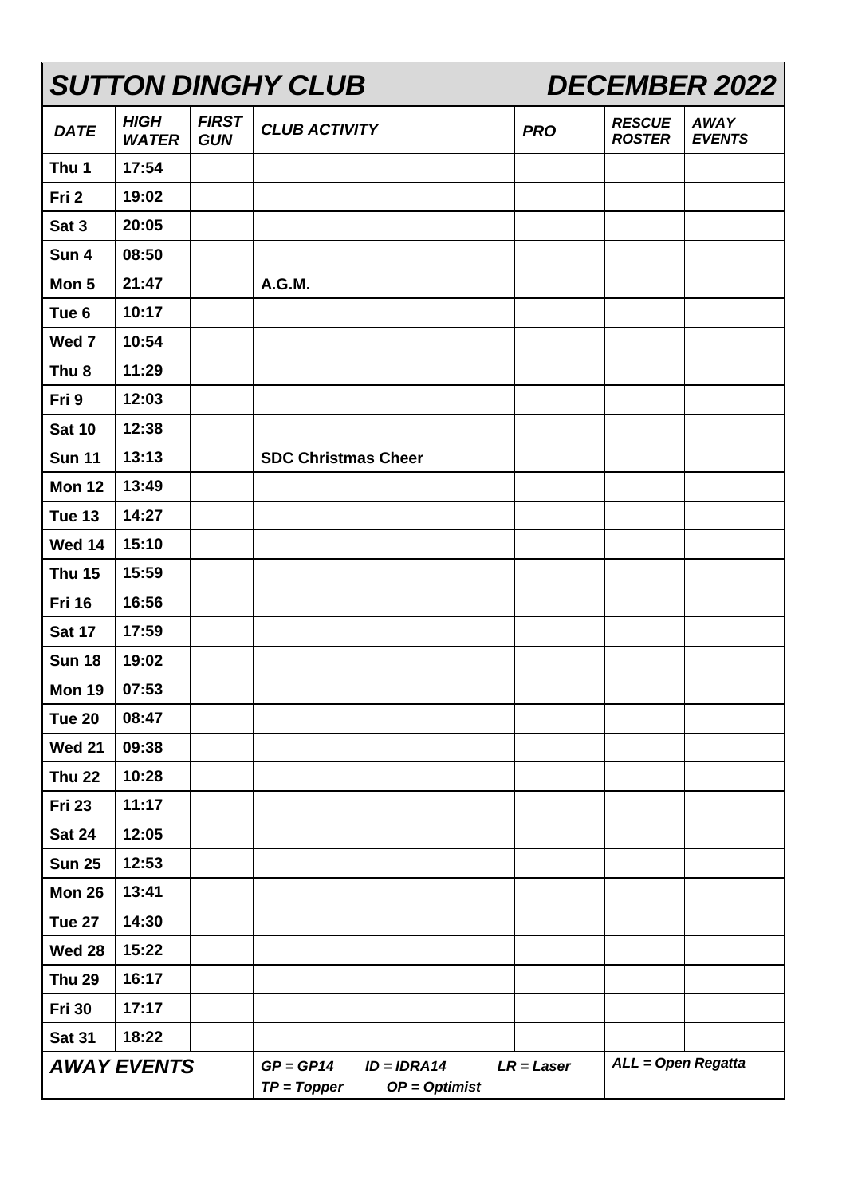# SUTTON DINGHY CLUB DECEMBER 2022

| DATE | HIGH WATER | FIRST GUN | CLUB ACTIVITY | PRO | RESCUE ROSTER | AWAY EVENTS |
|---|---|---|---|---|---|---|
| Thu 1 | 17:54 | | | | | |
| Fri 2 | 19:02 | | | | | |
| Sat 3 | 20:05 | | | | | |
| Sun 4 | 08:50 | | | | | |
| Mon 5 | 21:47 | | A.G.M. | | | |
| Tue 6 | 10:17 | | | | | |
| Wed 7 | 10:54 | | | | | |
| Thu 8 | 11:29 | | | | | |
| Fri 9 | 12:03 | | | | | |
| Sat 10 | 12:38 | | | | | |
| Sun 11 | 13:13 | | SDC Christmas Cheer | | | |
| Mon 12 | 13:49 | | | | | |
| Tue 13 | 14:27 | | | | | |
| Wed 14 | 15:10 | | | | | |
| Thu 15 | 15:59 | | | | | |
| Fri 16 | 16:56 | | | | | |
| Sat 17 | 17:59 | | | | | |
| Sun 18 | 19:02 | | | | | |
| Mon 19 | 07:53 | | | | | |
| Tue 20 | 08:47 | | | | | |
| Wed 21 | 09:38 | | | | | |
| Thu 22 | 10:28 | | | | | |
| Fri 23 | 11:17 | | | | | |
| Sat 24 | 12:05 | | | | | |
| Sun 25 | 12:53 | | | | | |
| Mon 26 | 13:41 | | | | | |
| Tue 27 | 14:30 | | | | | |
| Wed 28 | 15:22 | | | | | |
| Thu 29 | 16:17 | | | | | |
| Fri 30 | 17:17 | | | | | |
| Sat 31 | 18:22 | | | | | |

**AWAY EVENTS**

*GP = GP14 ID = IDRA14 LR = Laser*
*TP = Topper OP = Optimist*
*ALL = Open Regatta*